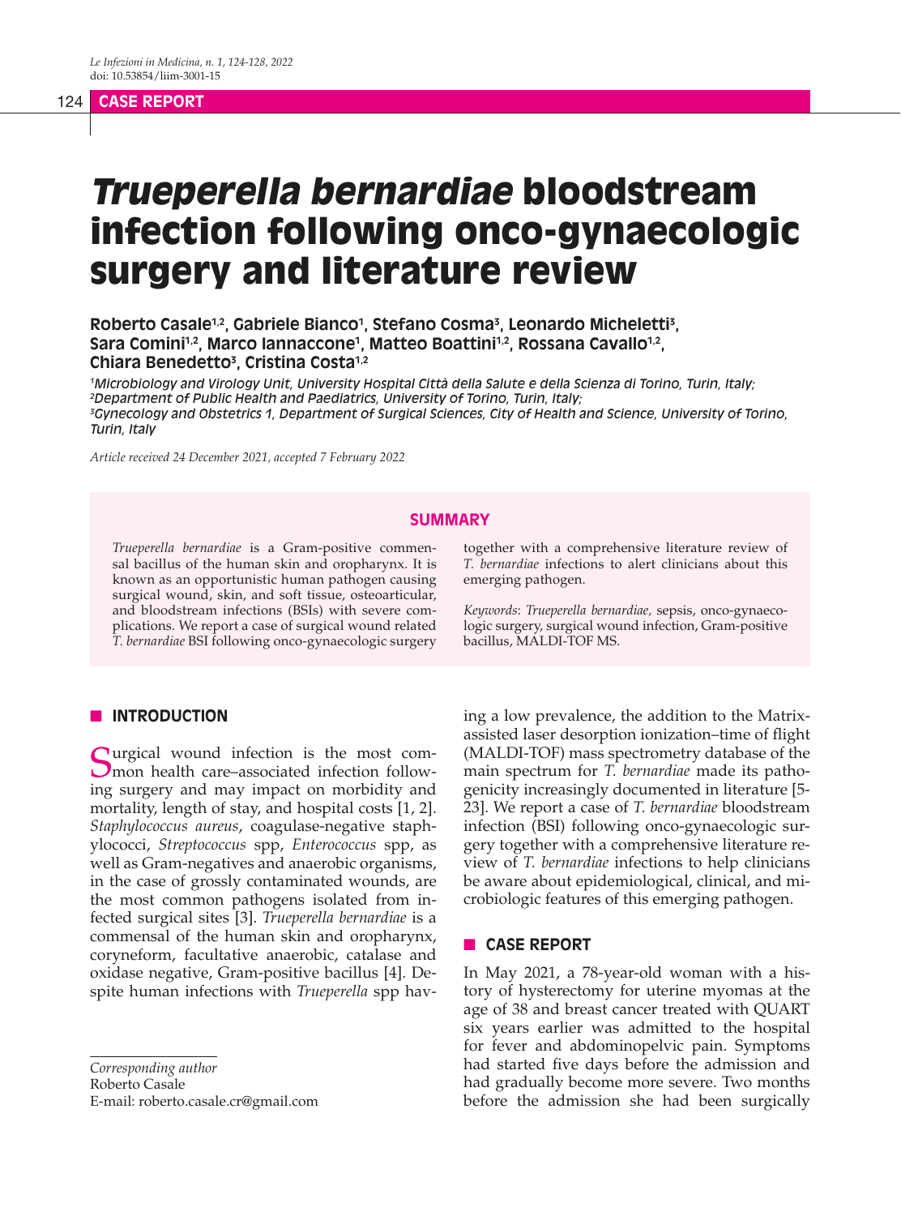# *Trueperella bernardiae* bloodstream infection following onco-gynaecologic surgery and literature review

**Roberto Casale[1,2], Gabriele Bianco[1], Stefano Cosma[3], Leonardo Micheletti[3], Sara Comini[1,2], Marco Iannaccone[1], Matteo Boattini[1,2], Rossana Cavallo[1,2], Chiara Benedetto[3], Cristina Costa[1,2]**

[1]*Microbiology and Virology Unit, University Hospital Città della Salute e della Scienza di Torino, Turin, Italy;*
[2]*Department of Public Health and Paediatrics, University of Torino, Turin, Italy;*
[3]*Gynecology and Obstetrics 1, Department of Surgical Sciences, City of Health and Science, University of Torino, Turin, Italy*

*Article received 24 December 2021, accepted 7 February 2022*

## SUMMARY

*Trueperella bernardiae* is a Gram-positive commensal bacillus of the human skin and oropharynx. It is known as an opportunistic human pathogen causing surgical wound, skin, and soft tissue, osteoarticular, and bloodstream infections (BSIs) with severe complications. We report a case of surgical wound related *T. bernardiae* BSI following onco-gynaecologic surgery together with a comprehensive literature review of *T. bernardiae* infections to alert clinicians about this emerging pathogen.

*Keywords*: *Trueperella bernardiae,* sepsis, onco-gynaecologic surgery, surgical wound infection, Gram-positive bacillus, MALDI-TOF MS.

## INTRODUCTION

Surgical wound infection is the most common health care–associated infection following surgery and may impact on morbidity and mortality, length of stay, and hospital costs [1, 2]. *Staphylococcus aureus*, coagulase-negative staphylococci, *Streptococcus* spp, *Enterococcus* spp, as well as Gram-negatives and anaerobic organisms, in the case of grossly contaminated wounds, are the most common pathogens isolated from infected surgical sites [3]. *Trueperella bernardiae* is a commensal of the human skin and oropharynx, coryneform, facultative anaerobic, catalase and oxidase negative, Gram-positive bacillus [4]. Despite human infections with *Trueperella* spp having a low prevalence, the addition to the Matrix-assisted laser desorption ionization–time of flight (MALDI-TOF) mass spectrometry database of the main spectrum for *T. bernardiae* made its pathogenicity increasingly documented in literature [5-23]. We report a case of *T. bernardiae* bloodstream infection (BSI) following onco-gynaecologic surgery together with a comprehensive literature review of *T. bernardiae* infections to help clinicians be aware about epidemiological, clinical, and microbiologic features of this emerging pathogen.

## CASE REPORT

In May 2021, a 78-year-old woman with a history of hysterectomy for uterine myomas at the age of 38 and breast cancer treated with QUART six years earlier was admitted to the hospital for fever and abdominopelvic pain. Symptoms had started five days before the admission and had gradually become more severe. Two months before the admission she had been surgically

*Corresponding author*
Roberto Casale
E-mail: roberto.casale.cr@gmail.com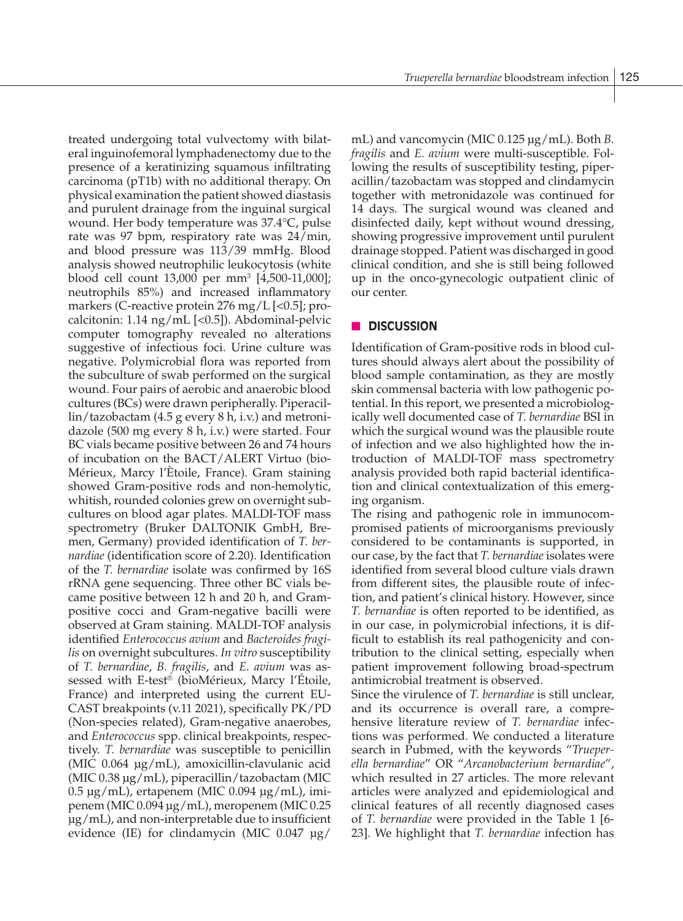treated undergoing total vulvectomy with bilateral inguinofemoral lymphadenectomy due to the presence of a keratinizing squamous infiltrating carcinoma (pT1b) with no additional therapy. On physical examination the patient showed diastasis and purulent drainage from the inguinal surgical wound. Her body temperature was 37.4°C, pulse rate was 97 bpm, respiratory rate was 24/min, and blood pressure was 113/39 mmHg. Blood analysis showed neutrophilic leukocytosis (white blood cell count 13,000 per mm$^3$ [4,500-11,000]; neutrophils 85%) and increased inflammatory markers (C-reactive protein 276 mg/L [<0.5]; procalcitonin: 1.14 ng/mL [<0.5]). Abdominal-pelvic computer tomography revealed no alterations suggestive of infectious foci. Urine culture was negative. Polymicrobial flora was reported from the subculture of swab performed on the surgical wound. Four pairs of aerobic and anaerobic blood cultures (BCs) were drawn peripherally. Piperacillin/tazobactam (4.5 g every 8 h, i.v.) and metronidazole (500 mg every 8 h, i.v.) were started. Four BC vials became positive between 26 and 74 hours of incubation on the BACT/ALERT Virtuo (bioMérieux, Marcy l'Ètoile, France). Gram staining showed Gram-positive rods and non-hemolytic, whitish, rounded colonies grew on overnight subcultures on blood agar plates. MALDI-TOF mass spectrometry (Bruker DALTONIK GmbH, Bremen, Germany) provided identification of *T. bernardiae* (identification score of 2.20). Identification of the *T. bernardiae* isolate was confirmed by 16S rRNA gene sequencing. Three other BC vials became positive between 12 h and 20 h, and Gram-positive cocci and Gram-negative bacilli were observed at Gram staining. MALDI-TOF analysis identified *Enterococcus avium* and *Bacteroides fragilis* on overnight subcultures. *In vitro* susceptibility of *T. bernardiae*, *B. fragilis*, and *E. avium* was assessed with E-test® (bioMérieux, Marcy l'Étoile, France) and interpreted using the current EUCAST breakpoints (v.11 2021), specifically PK/PD (Non-species related), Gram-negative anaerobes, and *Enterococcus* spp. clinical breakpoints, respectively. *T. bernardiae* was susceptible to penicillin (MIC 0.064 µg/mL), amoxicillin-clavulanic acid (MIC 0.38 µg/mL), piperacillin/tazobactam (MIC 0.5 µg/mL), ertapenem (MIC 0.094 µg/mL), imipenem (MIC 0.094 µg/mL), meropenem (MIC 0.25 µg/mL), and non-interpretable due to insufficient evidence (IE) for clindamycin (MIC 0.047 µg/mL) and vancomycin (MIC 0.125 µg/mL). Both *B. fragilis* and *E. avium* were multi-susceptible. Following the results of susceptibility testing, piperacillin/tazobactam was stopped and clindamycin together with metronidazole was continued for 14 days. The surgical wound was cleaned and disinfected daily, kept without wound dressing, showing progressive improvement until purulent drainage stopped. Patient was discharged in good clinical condition, and she is still being followed up in the onco-gynecologic outpatient clinic of our center.

## DISCUSSION

Identification of Gram-positive rods in blood cultures should always alert about the possibility of blood sample contamination, as they are mostly skin commensal bacteria with low pathogenic potential. In this report, we presented a microbiologically well documented case of *T. bernardiae* BSI in which the surgical wound was the plausible route of infection and we also highlighted how the introduction of MALDI-TOF mass spectrometry analysis provided both rapid bacterial identification and clinical contextualization of this emerging organism.

The rising and pathogenic role in immunocompromised patients of microorganisms previously considered to be contaminants is supported, in our case, by the fact that *T. bernardiae* isolates were identified from several blood culture vials drawn from different sites, the plausible route of infection, and patient's clinical history. However, since *T. bernardiae* is often reported to be identified, as in our case, in polymicrobial infections, it is difficult to establish its real pathogenicity and contribution to the clinical setting, especially when patient improvement following broad-spectrum antimicrobial treatment is observed.

Since the virulence of *T. bernardiae* is still unclear, and its occurrence is overall rare, a comprehensive literature review of *T. bernardiae* infections was performed. We conducted a literature search in Pubmed, with the keywords "*Trueperella bernardiae*" OR "*Arcanobacterium bernardiae*", which resulted in 27 articles. The more relevant articles were analyzed and epidemiological and clinical features of all recently diagnosed cases of *T. bernardiae* were provided in the Table 1 [6-23]. We highlight that *T. bernardiae* infection has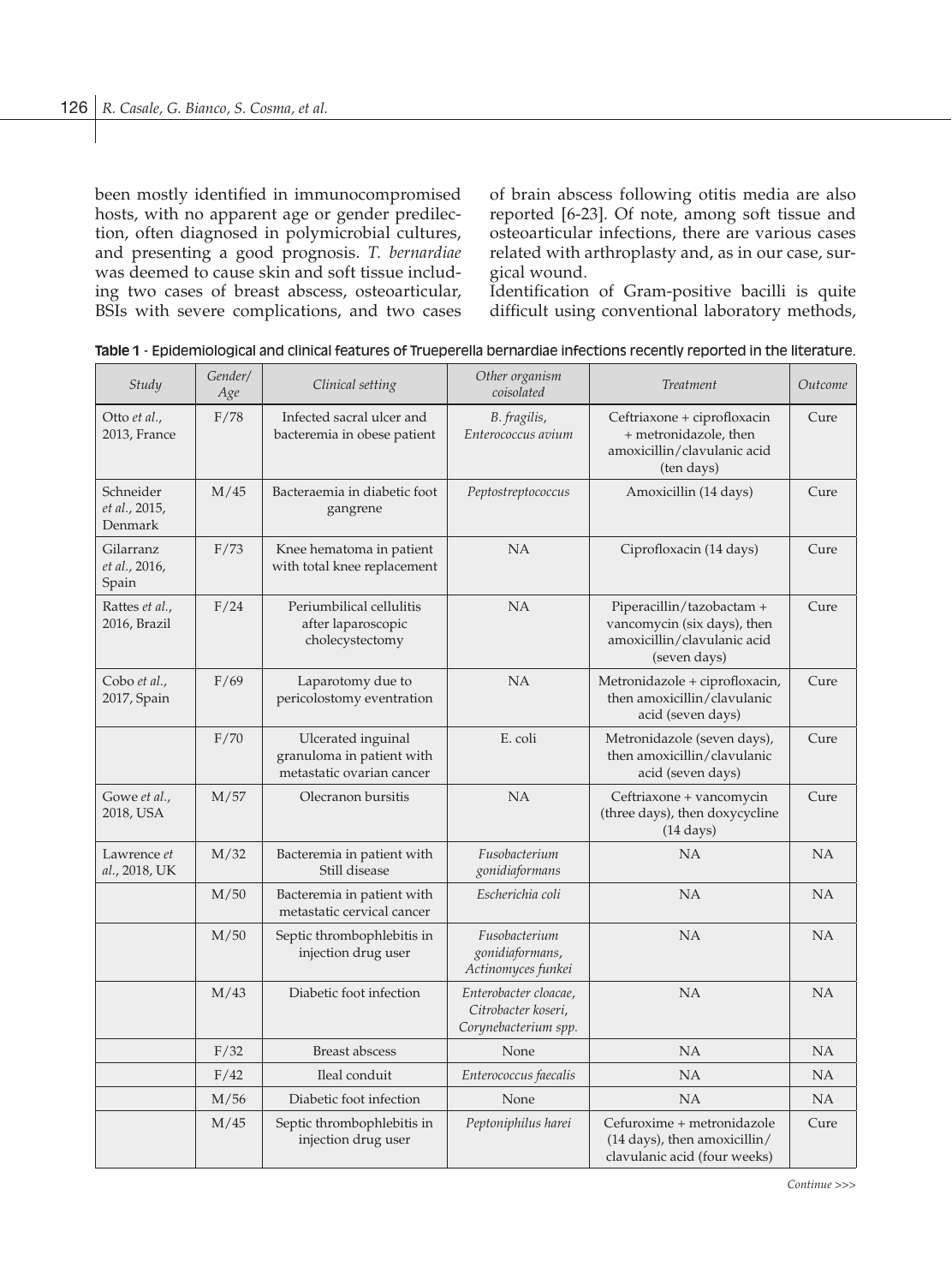been mostly identified in immunocompromised hosts, with no apparent age or gender predilection, often diagnosed in polymicrobial cultures, and presenting a good prognosis. *T. bernardiae* was deemed to cause skin and soft tissue including two cases of breast abscess, osteoarticular, BSIs with severe complications, and two cases of brain abscess following otitis media are also reported [6-23]. Of note, among soft tissue and osteoarticular infections, there are various cases related with arthroplasty and, as in our case, surgical wound.

Identification of Gram-positive bacilli is quite difficult using conventional laboratory methods,

**Table 1** - Epidemiological and clinical features of Trueperella bernardiae infections recently reported in the literature.

| *Study* | *Gender/ Age* | *Clinical setting* | *Other organism coisolated* | *Treatment* | *Outcome* |
|---|---|---|---|---|---|
| Otto *et al.*, 2013, France | F/78 | Infected sacral ulcer and bacteremia in obese patient | *B. fragilis*, *Enterococcus avium* | Ceftriaxone + ciprofloxacin + metronidazole, then amoxicillin/clavulanic acid (ten days) | Cure |
| Schneider *et al.*, 2015, Denmark | M/45 | Bacteraemia in diabetic foot gangrene | *Peptostreptococcus* | Amoxicillin (14 days) | Cure |
| Gilarranz *et al.*, 2016, Spain | F/73 | Knee hematoma in patient with total knee replacement | NA | Ciprofloxacin (14 days) | Cure |
| Rattes *et al.*, 2016, Brazil | F/24 | Periumbilical cellulitis after laparoscopic cholecystectomy | NA | Piperacillin/tazobactam + vancomycin (six days), then amoxicillin/clavulanic acid (seven days) | Cure |
| Cobo *et al.*, 2017, Spain | F/69 | Laparotomy due to pericolostomy eventration | NA | Metronidazole + ciprofloxacin, then amoxicillin/clavulanic acid (seven days) | Cure |
| | F/70 | Ulcerated inguinal granuloma in patient with metastatic ovarian cancer | E. coli | Metronidazole (seven days), then amoxicillin/clavulanic acid (seven days) | Cure |
| Gowe *et al.*, 2018, USA | M/57 | Olecranon bursitis | NA | Ceftriaxone + vancomycin (three days), then doxycycline (14 days) | Cure |
| Lawrence *et al.*, 2018, UK | M/32 | Bacteremia in patient with Still disease | *Fusobacterium gonidiaformans* | NA | NA |
| | M/50 | Bacteremia in patient with metastatic cervical cancer | *Escherichia coli* | NA | NA |
| | M/50 | Septic thrombophlebitis in injection drug user | *Fusobacterium gonidiaformans*, *Actinomyces funkei* | NA | NA |
| | M/43 | Diabetic foot infection | *Enterobacter cloacae*, *Citrobacter koseri*, *Corynebacterium spp.* | NA | NA |
| | F/32 | Breast abscess | None | NA | NA |
| | F/42 | Ileal conduit | *Enterococcus faecalis* | NA | NA |
| | M/56 | Diabetic foot infection | None | NA | NA |
| | M/45 | Septic thrombophlebitis in injection drug user | *Peptoniphilus harei* | Cefuroxime + metronidazole (14 days), then amoxicillin/clavulanic acid (four weeks) | Cure |

*Continue >>>*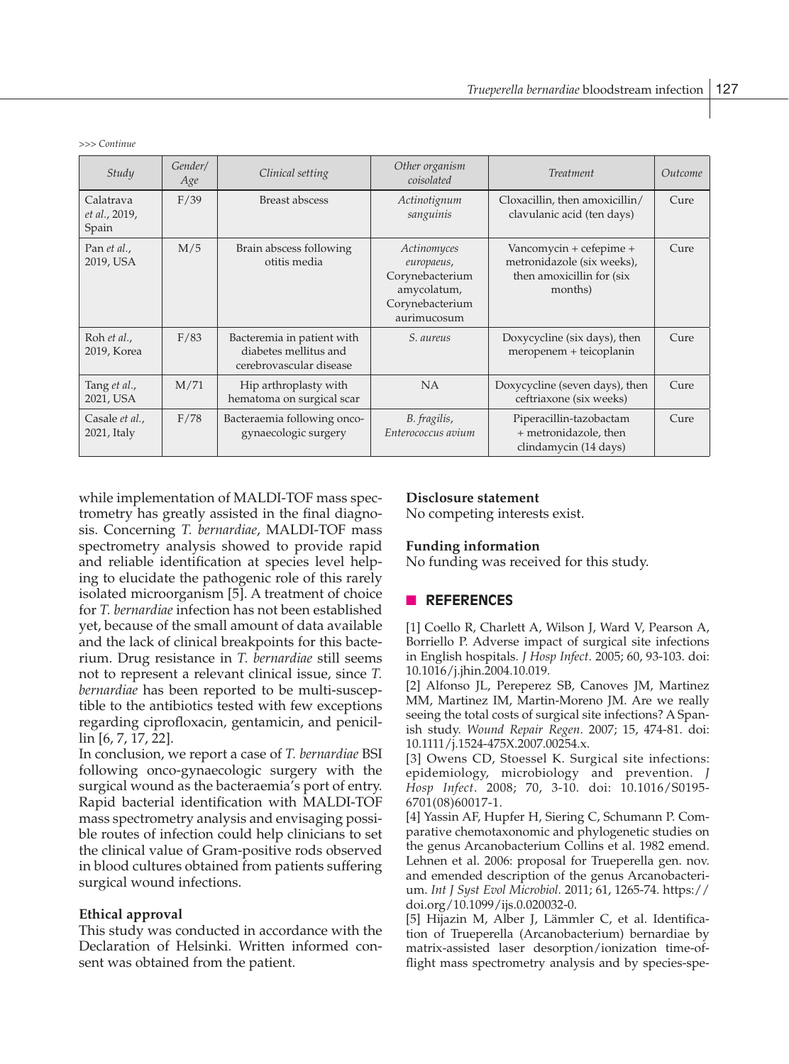>>> *Continue*

| *Study* | *Gender/ Age* | *Clinical setting* | *Other organism coisolated* | *Treatment* | *Outcome* |
|---|---|---|---|---|---|
| Calatrava *et al.*, 2019, Spain | F/39 | Breast abscess | *Actinotignum sanguinis* | Cloxacillin, then amoxicillin/ clavulanic acid (ten days) | Cure |
| Pan *et al.*, 2019, USA | M/5 | Brain abscess following otitis media | *Actinomyces europaeus*, Corynebacterium amycolatum, Corynebacterium aurimucosum | Vancomycin + cefepime + metronidazole (six weeks), then amoxicillin for (six months) | Cure |
| Roh *et al.*, 2019, Korea | F/83 | Bacteremia in patient with diabetes mellitus and cerebrovascular disease | *S. aureus* | Doxycycline (six days), then meropenem + teicoplanin | Cure |
| Tang *et al.*, 2021, USA | M/71 | Hip arthroplasty with hematoma on surgical scar | NA | Doxycycline (seven days), then ceftriaxone (six weeks) | Cure |
| Casale *et al.*, 2021, Italy | F/78 | Bacteraemia following onco-gynaecologic surgery | *B. fragilis*, *Enterococcus avium* | Piperacillin-tazobactam + metronidazole, then clindamycin (14 days) | Cure |

while implementation of MALDI-TOF mass spectrometry has greatly assisted in the final diagnosis. Concerning *T. bernardiae*, MALDI-TOF mass spectrometry analysis showed to provide rapid and reliable identification at species level helping to elucidate the pathogenic role of this rarely isolated microorganism [5]. A treatment of choice for *T. bernardiae* infection has not been established yet, because of the small amount of data available and the lack of clinical breakpoints for this bacterium. Drug resistance in *T. bernardiae* still seems not to represent a relevant clinical issue, since *T. bernardiae* has been reported to be multi-susceptible to the antibiotics tested with few exceptions regarding ciprofloxacin, gentamicin, and penicillin [6, 7, 17, 22].

In conclusion, we report a case of *T. bernardiae* BSI following onco-gynaecologic surgery with the surgical wound as the bacteraemia's port of entry. Rapid bacterial identification with MALDI-TOF mass spectrometry analysis and envisaging possible routes of infection could help clinicians to set the clinical value of Gram-positive rods observed in blood cultures obtained from patients suffering surgical wound infections.

**Ethical approval**

This study was conducted in accordance with the Declaration of Helsinki. Written informed consent was obtained from the patient.

**Disclosure statement**

No competing interests exist.

**Funding information**

No funding was received for this study.

## REFERENCES

[1] Coello R, Charlett A, Wilson J, Ward V, Pearson A, Borriello P. Adverse impact of surgical site infections in English hospitals. *J Hosp Infect*. 2005; 60, 93-103. doi: 10.1016/j.jhin.2004.10.019.

[2] Alfonso JL, Pereperez SB, Canoves JM, Martinez MM, Martinez IM, Martin-Moreno JM. Are we really seeing the total costs of surgical site infections? A Spanish study. *Wound Repair Regen*. 2007; 15, 474-81. doi: 10.1111/j.1524-475X.2007.00254.x.

[3] Owens CD, Stoessel K. Surgical site infections: epidemiology, microbiology and prevention. *J Hosp Infect*. 2008; 70, 3-10. doi: 10.1016/S0195-6701(08)60017-1.

[4] Yassin AF, Hupfer H, Siering C, Schumann P. Comparative chemotaxonomic and phylogenetic studies on the genus Arcanobacterium Collins et al. 1982 emend. Lehnen et al. 2006: proposal for Trueperella gen. nov. and emended description of the genus Arcanobacterium. *Int J Syst Evol Microbiol.* 2011; 61, 1265-74. https://doi.org/10.1099/ijs.0.020032-0.

[5] Hijazin M, Alber J, Lämmler C, et al. Identification of Trueperella (Arcanobacterium) bernardiae by matrix-assisted laser desorption/ionization time-of-flight mass spectrometry analysis and by species-spe-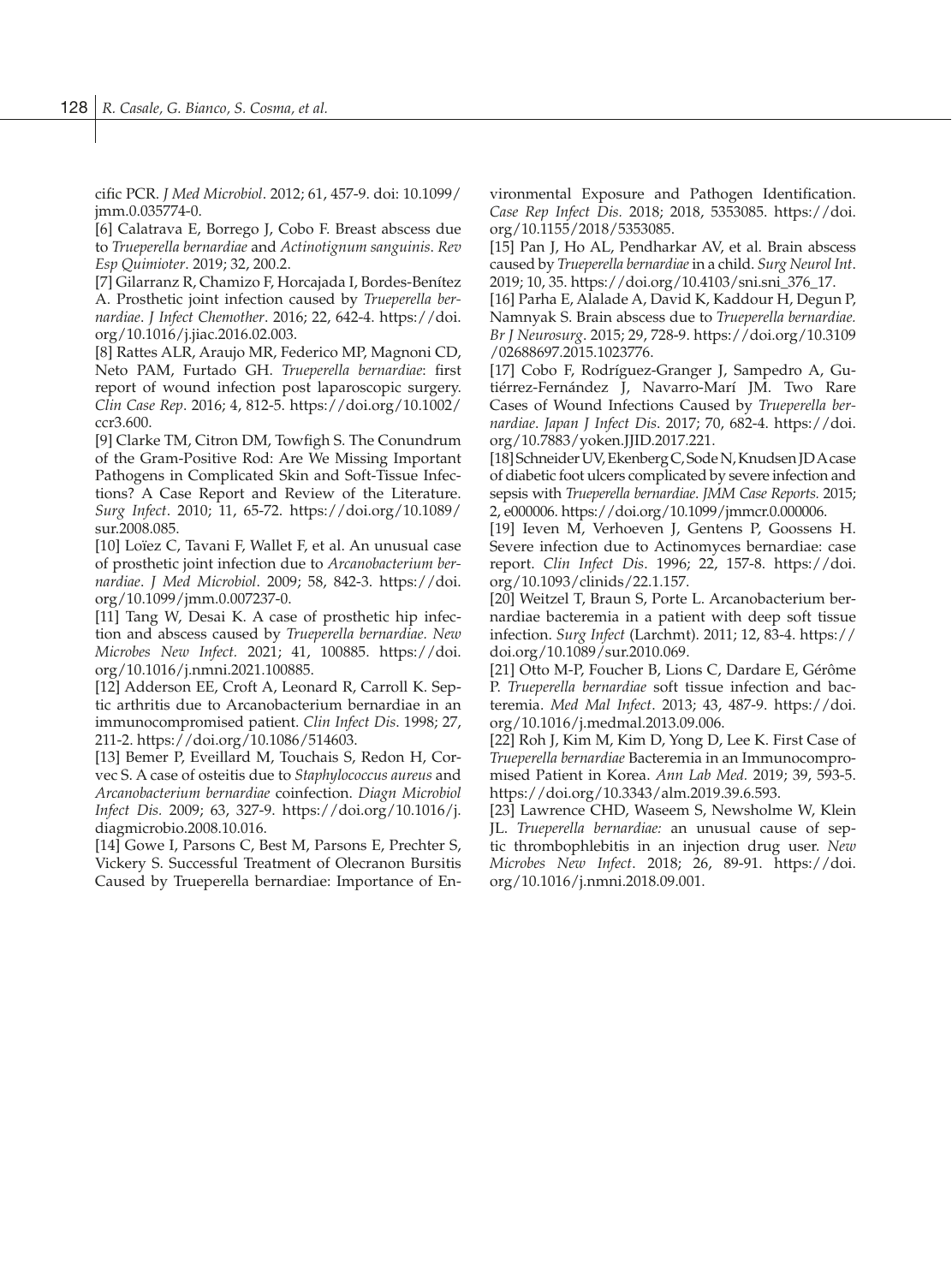cific PCR. *J Med Microbiol*. 2012; 61, 457-9. doi: 10.1099/jmm.0.035774-0.

[6] Calatrava E, Borrego J, Cobo F. Breast abscess due to *Trueperella bernardiae* and *Actinotignum sanguinis*. *Rev Esp Quimioter*. 2019; 32, 200.2.

[7] Gilarranz R, Chamizo F, Horcajada I, Bordes-Benítez A. Prosthetic joint infection caused by *Trueperella bernardiae*. *J Infect Chemother*. 2016; 22, 642-4. https://doi.org/10.1016/j.jiac.2016.02.003.

[8] Rattes ALR, Araujo MR, Federico MP, Magnoni CD, Neto PAM, Furtado GH. *Trueperella bernardiae*: first report of wound infection post laparoscopic surgery. *Clin Case Rep*. 2016; 4, 812-5. https://doi.org/10.1002/ccr3.600.

[9] Clarke TM, Citron DM, Towfigh S. The Conundrum of the Gram-Positive Rod: Are We Missing Important Pathogens in Complicated Skin and Soft-Tissue Infections? A Case Report and Review of the Literature. *Surg Infect*. 2010; 11, 65-72. https://doi.org/10.1089/sur.2008.085.

[10] Loïez C, Tavani F, Wallet F, et al. An unusual case of prosthetic joint infection due to *Arcanobacterium bernardiae*. *J Med Microbiol*. 2009; 58, 842-3. https://doi.org/10.1099/jmm.0.007237-0.

[11] Tang W, Desai K. A case of prosthetic hip infection and abscess caused by *Trueperella bernardiae*. *New Microbes New Infect*. 2021; 41, 100885. https://doi.org/10.1016/j.nmni.2021.100885.

[12] Adderson EE, Croft A, Leonard R, Carroll K. Septic arthritis due to Arcanobacterium bernardiae in an immunocompromised patient. *Clin Infect Dis*. 1998; 27, 211-2. https://doi.org/10.1086/514603.

[13] Bemer P, Eveillard M, Touchais S, Redon H, Corvec S. A case of osteitis due to *Staphylococcus aureus* and *Arcanobacterium bernardiae* coinfection. *Diagn Microbiol Infect Dis*. 2009; 63, 327-9. https://doi.org/10.1016/j.diagmicrobio.2008.10.016.

[14] Gowe I, Parsons C, Best M, Parsons E, Prechter S, Vickery S. Successful Treatment of Olecranon Bursitis Caused by Trueperella bernardiae: Importance of Environmental Exposure and Pathogen Identification. *Case Rep Infect Dis*. 2018; 2018, 5353085. https://doi.org/10.1155/2018/5353085.

[15] Pan J, Ho AL, Pendharkar AV, et al. Brain abscess caused by *Trueperella bernardiae* in a child. *Surg Neurol Int*. 2019; 10, 35. https://doi.org/10.4103/sni.sni_376_17.

[16] Parha E, Alalade A, David K, Kaddour H, Degun P, Namnyak S. Brain abscess due to *Trueperella bernardiae*. *Br J Neurosurg*. 2015; 29, 728-9. https://doi.org/10.3109/02688697.2015.1023776.

[17] Cobo F, Rodríguez-Granger J, Sampedro A, Gutiérrez-Fernández J, Navarro-Marí JM. Two Rare Cases of Wound Infections Caused by *Trueperella bernardiae*. *Japan J Infect Dis*. 2017; 70, 682-4. https://doi.org/10.7883/yoken.JJID.2017.221.

[18] Schneider UV, Ekenberg C, Sode N, Knudsen JD A case of diabetic foot ulcers complicated by severe infection and sepsis with *Trueperella bernardiae*. *JMM Case Reports*. 2015; 2, e000006. https://doi.org/10.1099/jmmcr.0.000006.

[19] Ieven M, Verhoeven J, Gentens P, Goossens H. Severe infection due to Actinomyces bernardiae: case report. *Clin Infect Dis*. 1996; 22, 157-8. https://doi.org/10.1093/clinids/22.1.157.

[20] Weitzel T, Braun S, Porte L. Arcanobacterium bernardiae bacteremia in a patient with deep soft tissue infection. *Surg Infect* (Larchmt). 2011; 12, 83-4. https://doi.org/10.1089/sur.2010.069.

[21] Otto M-P, Foucher B, Lions C, Dardare E, Gérôme P. *Trueperella bernardiae* soft tissue infection and bacteremia. *Med Mal Infect*. 2013; 43, 487-9. https://doi.org/10.1016/j.medmal.2013.09.006.

[22] Roh J, Kim M, Kim D, Yong D, Lee K. First Case of *Trueperella bernardiae* Bacteremia in an Immunocompromised Patient in Korea. *Ann Lab Med*. 2019; 39, 593-5. https://doi.org/10.3343/alm.2019.39.6.593.

[23] Lawrence CHD, Waseem S, Newsholme W, Klein JL. *Trueperella bernardiae:* an unusual cause of septic thrombophlebitis in an injection drug user. *New Microbes New Infect*. 2018; 26, 89-91. https://doi.org/10.1016/j.nmni.2018.09.001.